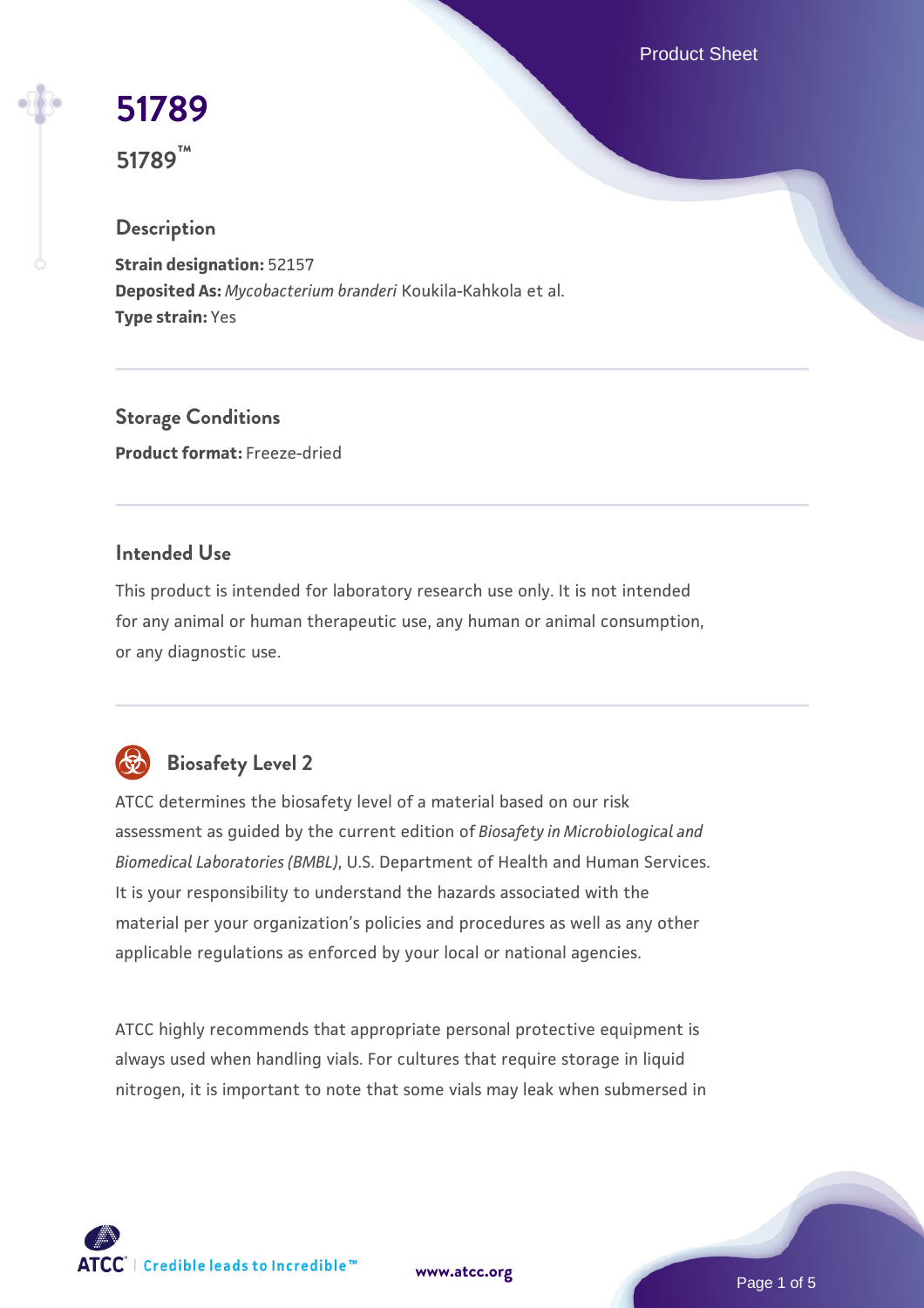# 51789

## 51789™

### Description

**Strain designation:** 52157
**Deposited As:** *Mycobacterium branderi* Koukila-Kahkola et al.
**Type strain:** Yes

### Storage Conditions

**Product format:** Freeze-dried

### Intended Use

This product is intended for laboratory research use only. It is not intended for any animal or human therapeutic use, any human or animal consumption, or any diagnostic use.

### Biosafety Level 2

ATCC determines the biosafety level of a material based on our risk assessment as guided by the current edition of *Biosafety in Microbiological and Biomedical Laboratories (BMBL)*, U.S. Department of Health and Human Services. It is your responsibility to understand the hazards associated with the material per your organization's policies and procedures as well as any other applicable regulations as enforced by your local or national agencies.

ATCC highly recommends that appropriate personal protective equipment is always used when handling vials. For cultures that require storage in liquid nitrogen, it is important to note that some vials may leak when submersed in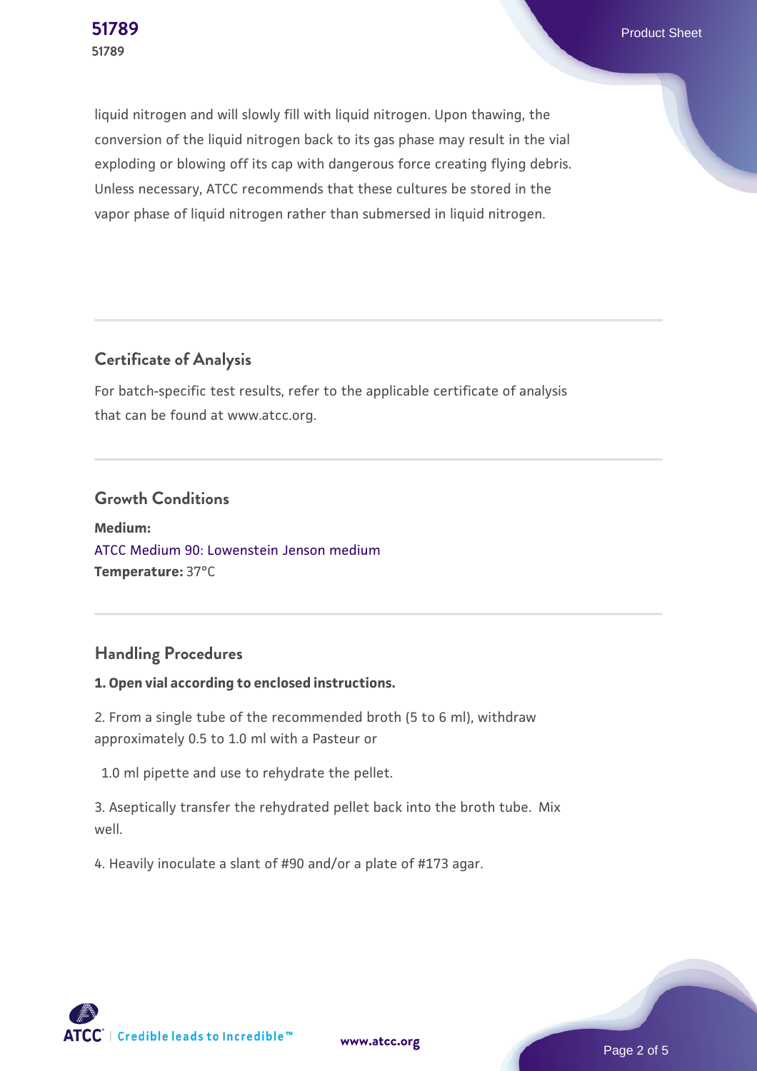liquid nitrogen and will slowly fill with liquid nitrogen. Upon thawing, the conversion of the liquid nitrogen back to its gas phase may result in the vial exploding or blowing off its cap with dangerous force creating flying debris. Unless necessary, ATCC recommends that these cultures be stored in the vapor phase of liquid nitrogen rather than submersed in liquid nitrogen.

## Certificate of Analysis

For batch-specific test results, refer to the applicable certificate of analysis that can be found at www.atcc.org.

## Growth Conditions

**Medium:**
ATCC Medium 90: Lowenstein Jenson medium
**Temperature:** 37°C

## Handling Procedures

**1. Open vial according to enclosed instructions.**

2. From a single tube of the recommended broth (5 to 6 ml), withdraw approximately 0.5 to 1.0 ml with a Pasteur or

1.0 ml pipette and use to rehydrate the pellet.

3. Aseptically transfer the rehydrated pellet back into the broth tube. Mix well.

4. Heavily inoculate a slant of #90 and/or a plate of #173 agar.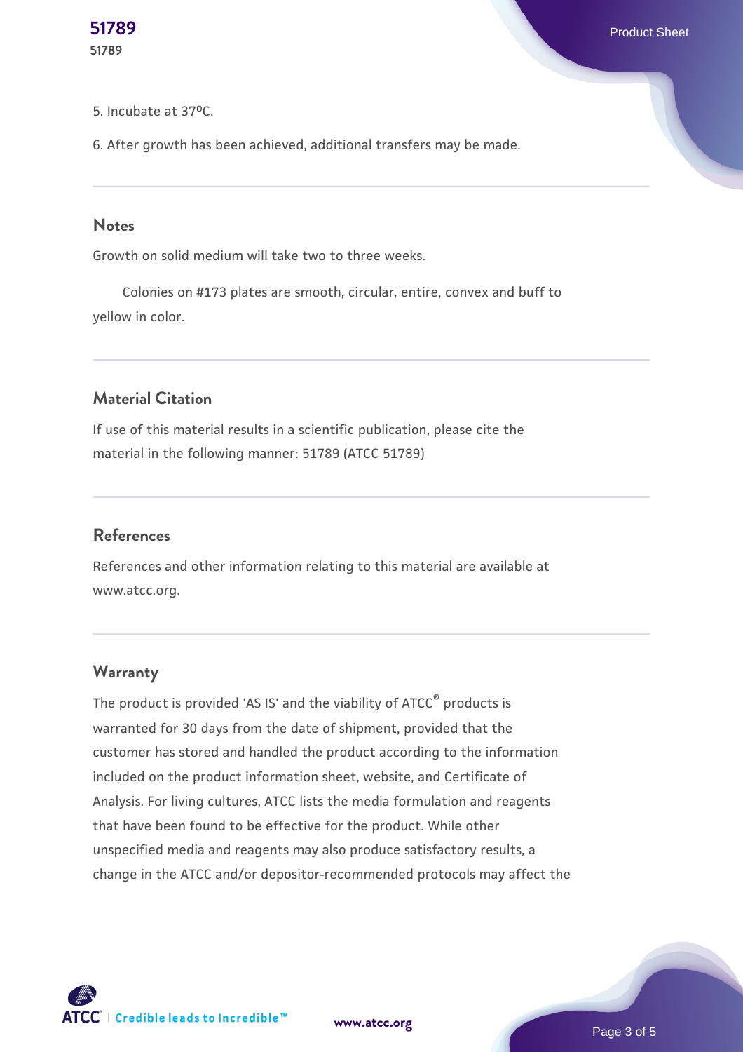5. Incubate at 37ºC.

6. After growth has been achieved, additional transfers may be made.

## Notes

Growth on solid medium will take two to three weeks.

Colonies on #173 plates are smooth, circular, entire, convex and buff to yellow in color.

## Material Citation

If use of this material results in a scientific publication, please cite the material in the following manner: 51789 (ATCC 51789)

## References

References and other information relating to this material are available at www.atcc.org.

## Warranty

The product is provided 'AS IS' and the viability of ATCC® products is warranted for 30 days from the date of shipment, provided that the customer has stored and handled the product according to the information included on the product information sheet, website, and Certificate of Analysis. For living cultures, ATCC lists the media formulation and reagents that have been found to be effective for the product. While other unspecified media and reagents may also produce satisfactory results, a change in the ATCC and/or depositor-recommended protocols may affect the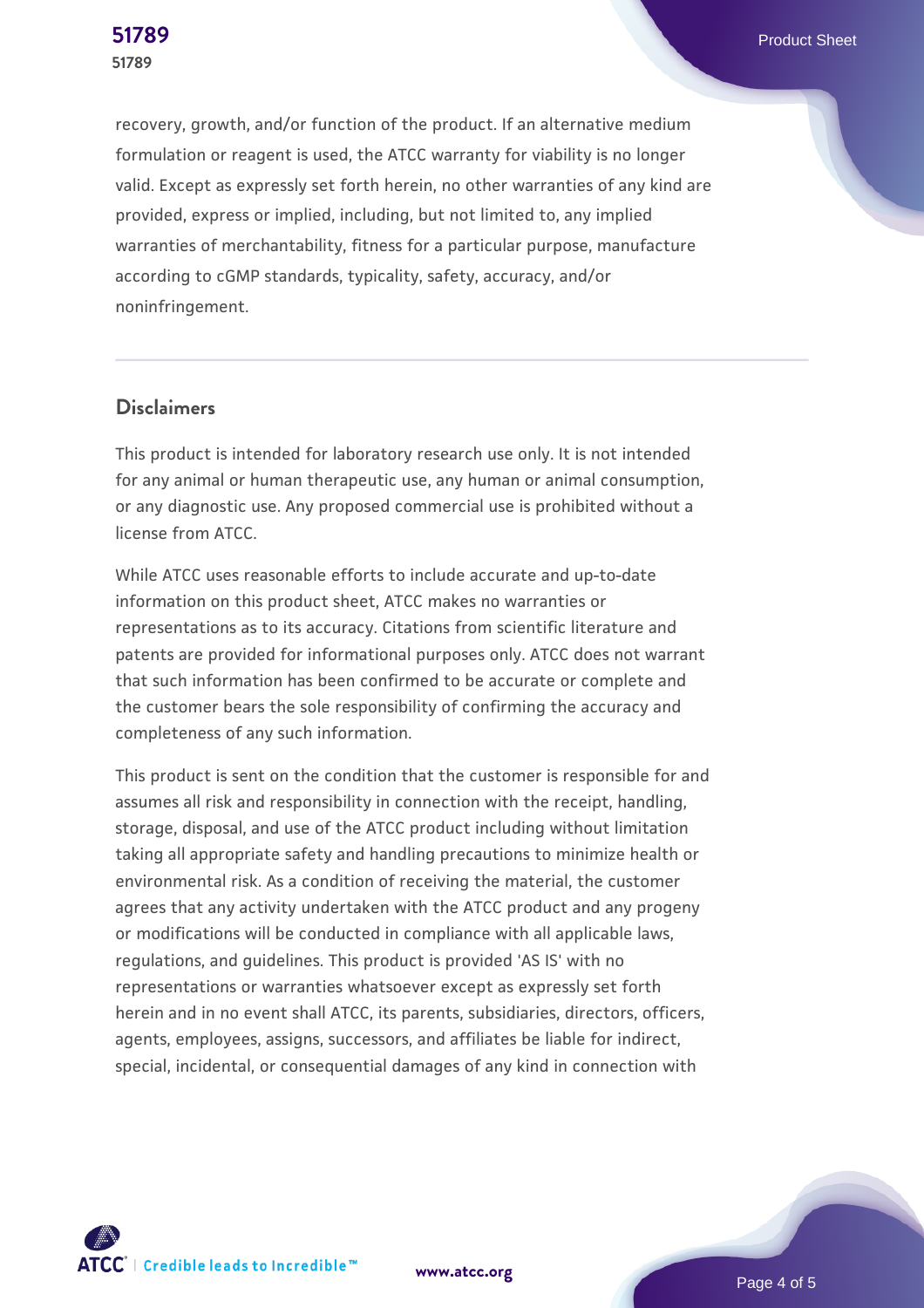recovery, growth, and/or function of the product. If an alternative medium formulation or reagent is used, the ATCC warranty for viability is no longer valid. Except as expressly set forth herein, no other warranties of any kind are provided, express or implied, including, but not limited to, any implied warranties of merchantability, fitness for a particular purpose, manufacture according to cGMP standards, typicality, safety, accuracy, and/or noninfringement.

## Disclaimers

This product is intended for laboratory research use only. It is not intended for any animal or human therapeutic use, any human or animal consumption, or any diagnostic use. Any proposed commercial use is prohibited without a license from ATCC.

While ATCC uses reasonable efforts to include accurate and up-to-date information on this product sheet, ATCC makes no warranties or representations as to its accuracy. Citations from scientific literature and patents are provided for informational purposes only. ATCC does not warrant that such information has been confirmed to be accurate or complete and the customer bears the sole responsibility of confirming the accuracy and completeness of any such information.

This product is sent on the condition that the customer is responsible for and assumes all risk and responsibility in connection with the receipt, handling, storage, disposal, and use of the ATCC product including without limitation taking all appropriate safety and handling precautions to minimize health or environmental risk. As a condition of receiving the material, the customer agrees that any activity undertaken with the ATCC product and any progeny or modifications will be conducted in compliance with all applicable laws, regulations, and guidelines. This product is provided 'AS IS' with no representations or warranties whatsoever except as expressly set forth herein and in no event shall ATCC, its parents, subsidiaries, directors, officers, agents, employees, assigns, successors, and affiliates be liable for indirect, special, incidental, or consequential damages of any kind in connection with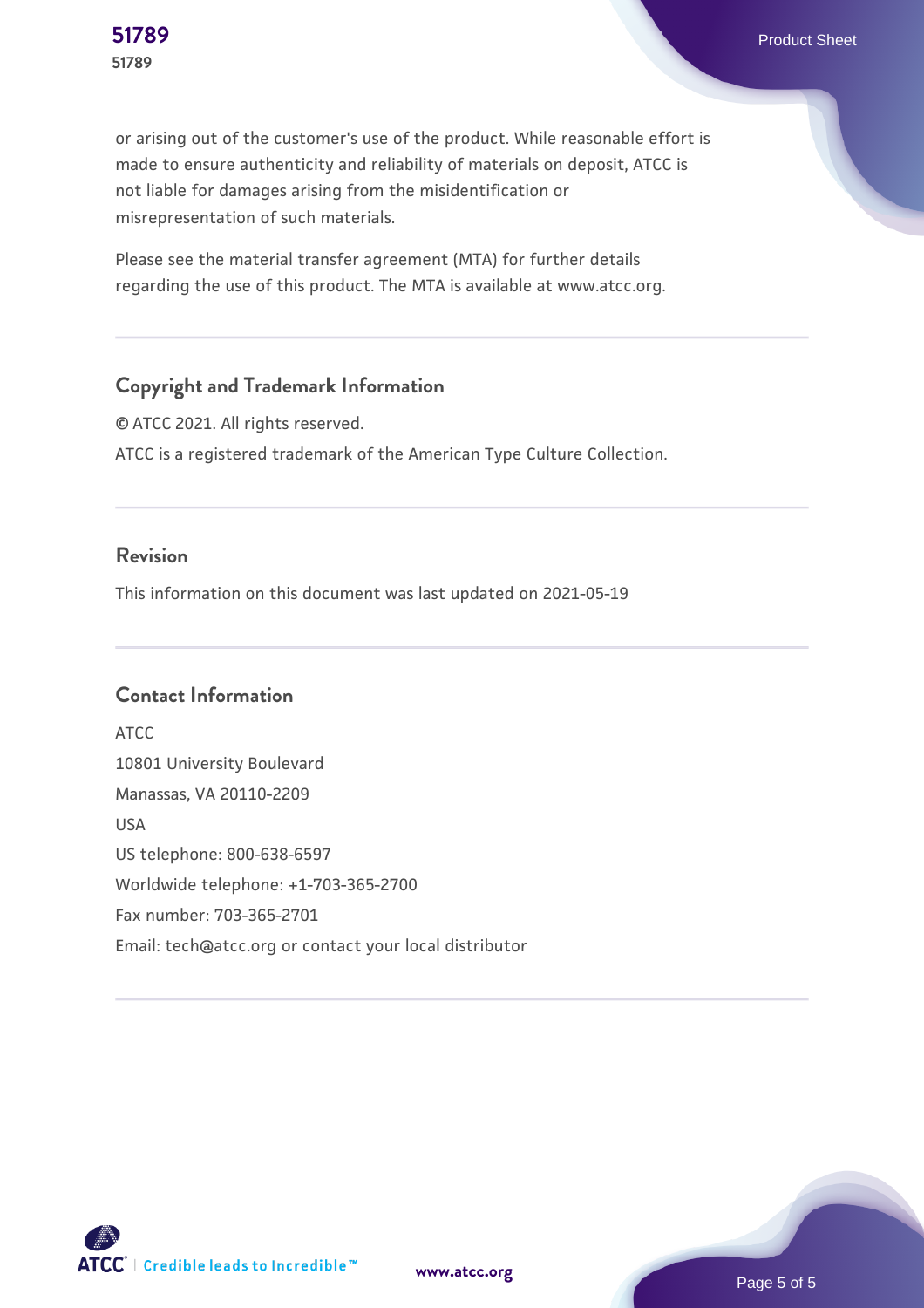or arising out of the customer's use of the product. While reasonable effort is made to ensure authenticity and reliability of materials on deposit, ATCC is not liable for damages arising from the misidentification or misrepresentation of such materials.

Please see the material transfer agreement (MTA) for further details regarding the use of this product. The MTA is available at www.atcc.org.

## Copyright and Trademark Information

© ATCC 2021. All rights reserved.

ATCC is a registered trademark of the American Type Culture Collection.

## Revision

This information on this document was last updated on 2021-05-19

## Contact Information

ATCC
10801 University Boulevard
Manassas, VA 20110-2209
USA
US telephone: 800-638-6597
Worldwide telephone: +1-703-365-2700
Fax number: 703-365-2701
Email: tech@atcc.org or contact your local distributor